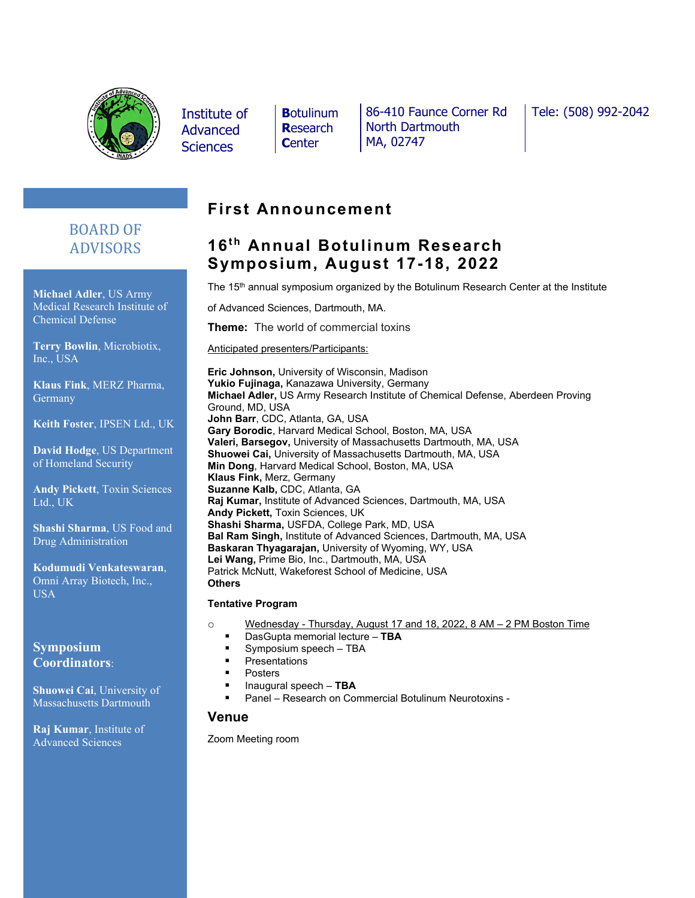Institute of Advanced Sciences

**B**otulinum **R**esearch **C**enter

86-410 Faunce Corner Rd
North Dartmouth
MA, 02747

Tele: (508) 992-2042

## BOARD OF ADVISORS

**Michael Adler**, US Army Medical Research Institute of Chemical Defense

**Terry Bowlin**, Microbiotix, Inc., USA

**Klaus Fink**, MERZ Pharma, Germany

**Keith Foster**, IPSEN Ltd., UK

**David Hodge**, US Department of Homeland Security

**Andy Pickett**, Toxin Sciences Ltd., UK

**Shashi Sharma**, US Food and Drug Administration

**Kodumudi Venkateswaran**, Omni Array Biotech, Inc., USA

## Symposium Coordinators:

**Shuowei Cai**, University of Massachusetts Dartmouth

**Raj Kumar**, Institute of Advanced Sciences

# First Announcement

# 16th Annual Botulinum Research Symposium, August 17-18, 2022

The 15th annual symposium organized by the Botulinum Research Center at the Institute of Advanced Sciences, Dartmouth, MA.

**Theme:** The world of commercial toxins

Anticipated presenters/Participants:

**Eric Johnson,** University of Wisconsin, Madison
**Yukio Fujinaga,** Kanazawa University, Germany
**Michael Adler,** US Army Research Institute of Chemical Defense, Aberdeen Proving Ground, MD, USA
**John Barr**, CDC, Atlanta, GA, USA
**Gary Borodic**, Harvard Medical School, Boston, MA, USA
**Valeri, Barsegov,** University of Massachusetts Dartmouth, MA, USA
**Shuowei Cai,** University of Massachusetts Dartmouth, MA, USA
**Min Dong**, Harvard Medical School, Boston, MA, USA
**Klaus Fink,** Merz, Germany
**Suzanne Kalb,** CDC, Atlanta, GA
**Raj Kumar,** Institute of Advanced Sciences, Dartmouth, MA, USA
**Andy Pickett,** Toxin Sciences, UK
**Shashi Sharma,** USFDA, College Park, MD, USA
**Bal Ram Singh,** Institute of Advanced Sciences, Dartmouth, MA, USA
**Baskaran Thyagarajan,** University of Wyoming, WY, USA
**Lei Wang,** Prime Bio, Inc., Dartmouth, MA, USA
Patrick McNutt, Wakeforest School of Medicine, USA
**Others**

**Tentative Program**

- Wednesday - Thursday, August 17 and 18, 2022, 8 AM – 2 PM Boston Time
  - DasGupta memorial lecture – **TBA**
  - Symposium speech – TBA
  - Presentations
  - Posters
  - Inaugural speech – **TBA**
  - Panel – Research on Commercial Botulinum Neurotoxins -

## Venue

Zoom Meeting room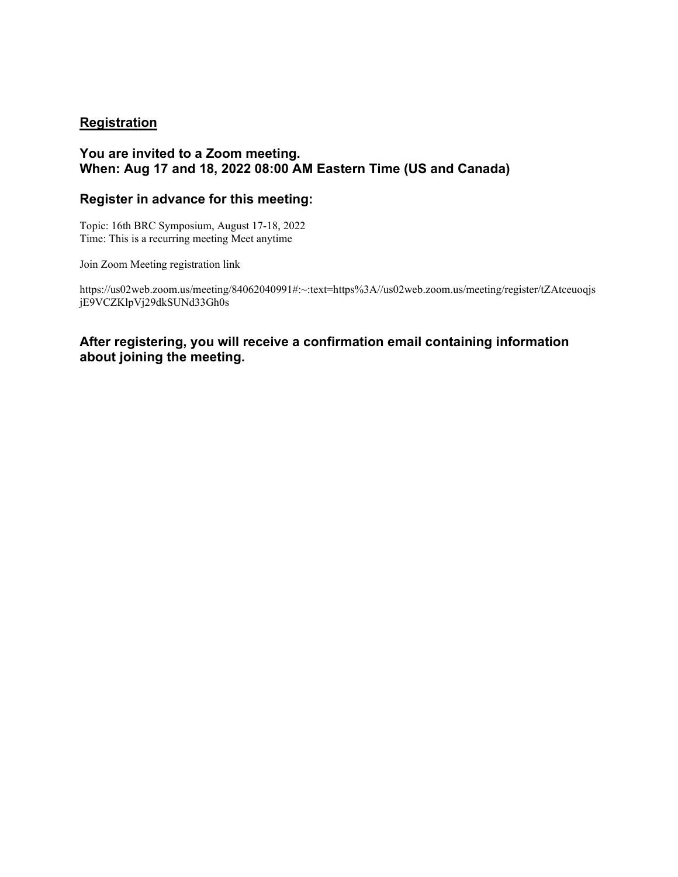## Registration

### You are invited to a Zoom meeting.
### When: Aug 17 and 18, 2022 08:00 AM Eastern Time (US and Canada)

### Register in advance for this meeting:

Topic: 16th BRC Symposium, August 17-18, 2022
Time: This is a recurring meeting Meet anytime

Join Zoom Meeting registration link

https://us02web.zoom.us/meeting/84062040991#:~:text=https%3A//us02web.zoom.us/meeting/register/tZAtceuoqjsjE9VCZKlpVj29dkSUNd33Gh0s

### After registering, you will receive a confirmation email containing information about joining the meeting.